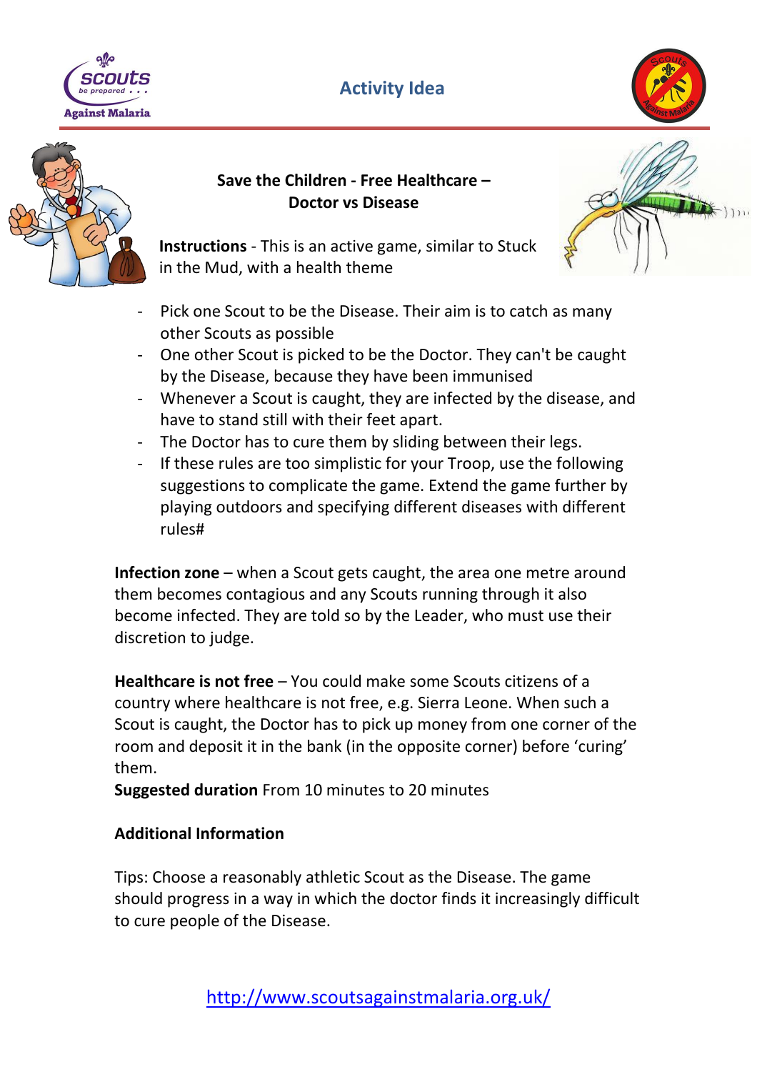Activity Idea

## Save the Children - Free Healthcare – Doctor vs Disease

**Instructions** - This is an active game, similar to Stuck in the Mud, with a health theme

- Pick one Scout to be the Disease. Their aim is to catch as many other Scouts as possible
- One other Scout is picked to be the Doctor. They can't be caught by the Disease, because they have been immunised
- Whenever a Scout is caught, they are infected by the disease, and have to stand still with their feet apart.
- The Doctor has to cure them by sliding between their legs.
- If these rules are too simplistic for your Troop, use the following suggestions to complicate the game. Extend the game further by playing outdoors and specifying different diseases with different rules#

**Infection zone** – when a Scout gets caught, the area one metre around them becomes contagious and any Scouts running through it also become infected. They are told so by the Leader, who must use their discretion to judge.

**Healthcare is not free** – You could make some Scouts citizens of a country where healthcare is not free, e.g. Sierra Leone. When such a Scout is caught, the Doctor has to pick up money from one corner of the room and deposit it in the bank (in the opposite corner) before 'curing' them.

**Suggested duration** From 10 minutes to 20 minutes

**Additional Information**

Tips: Choose a reasonably athletic Scout as the Disease. The game should progress in a way in which the doctor finds it increasingly difficult to cure people of the Disease.

http://www.scoutsagainstmalaria.org.uk/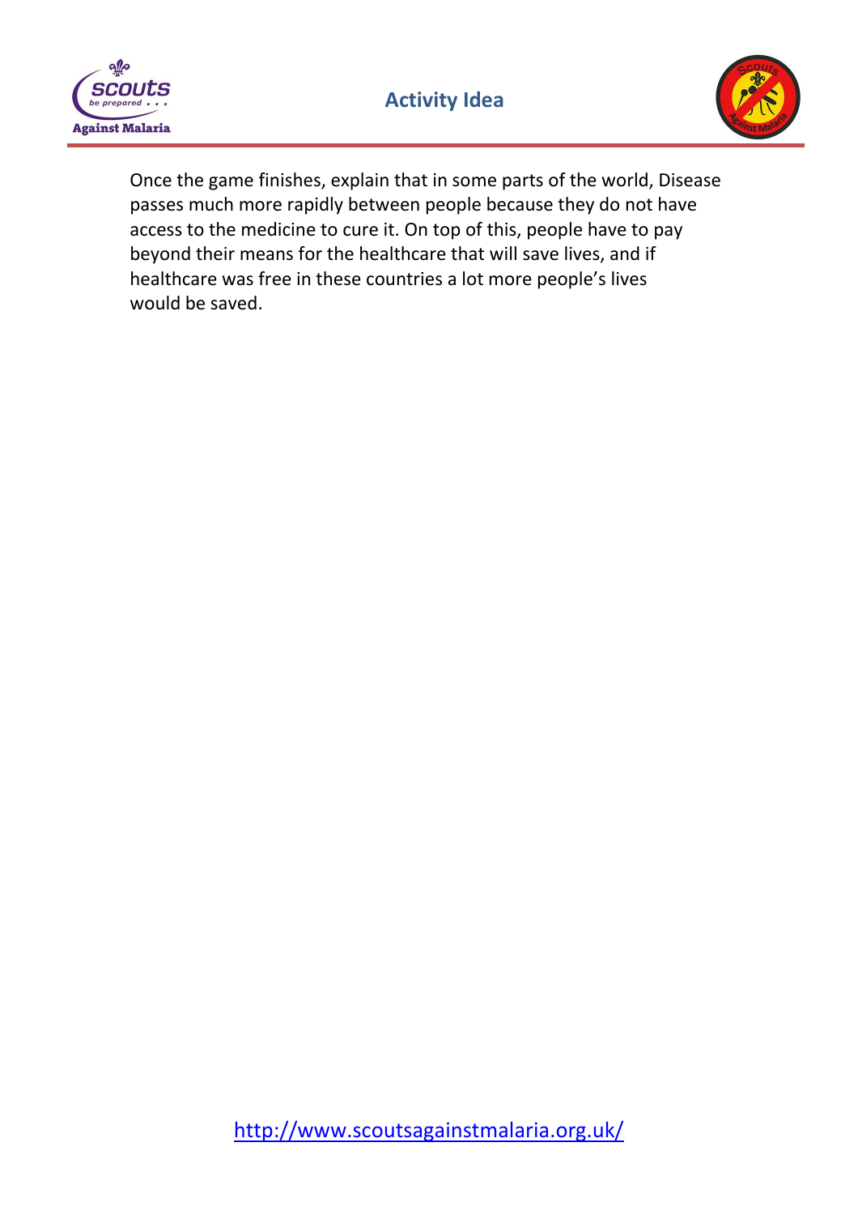Once the game finishes, explain that in some parts of the world, Disease passes much more rapidly between people because they do not have access to the medicine to cure it. On top of this, people have to pay beyond their means for the healthcare that will save lives, and if healthcare was free in these countries a lot more people's lives would be saved.